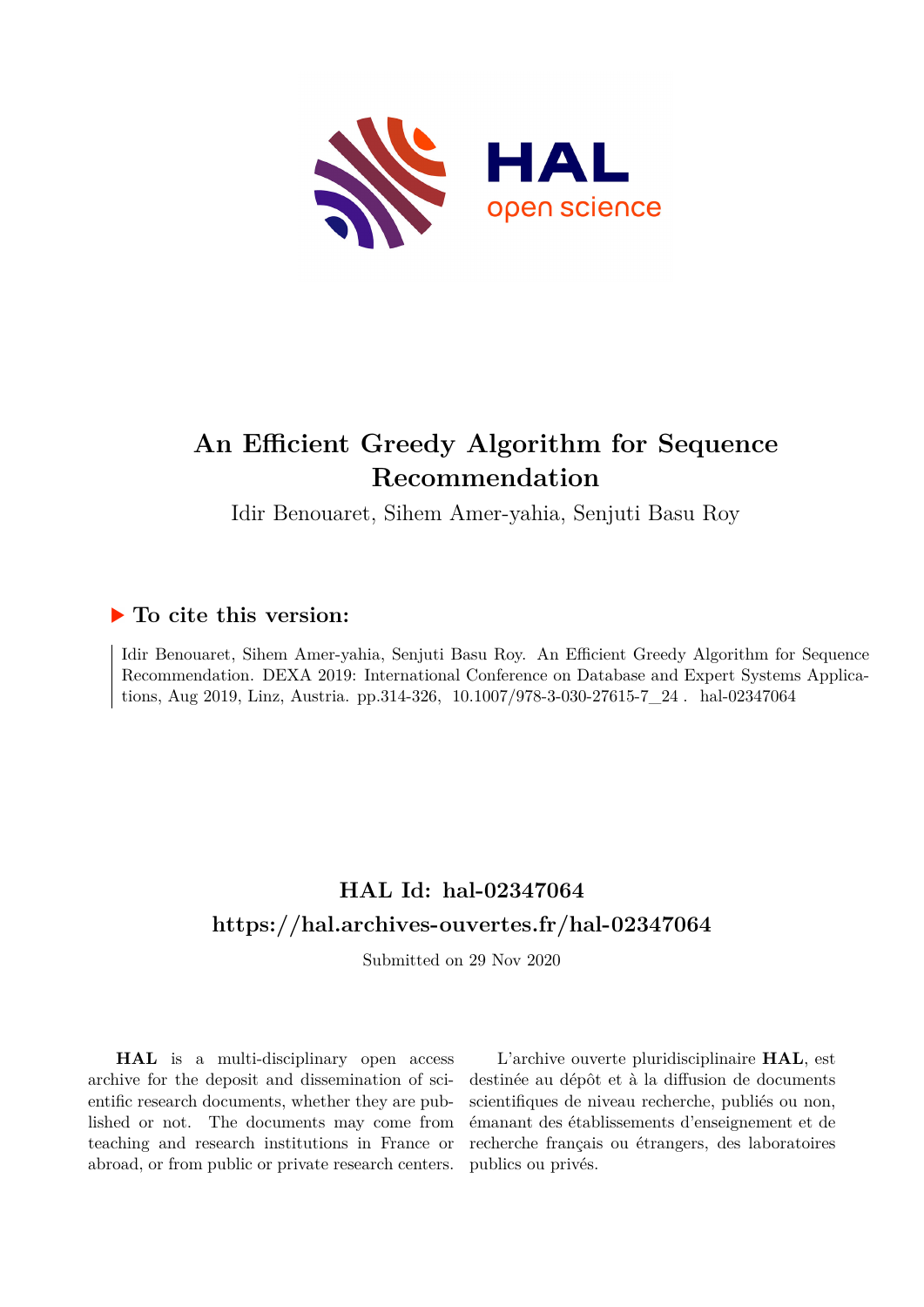# An Efficient Greedy Algorithm for Sequence Recommendation

Idir Benouaret, Sihem Amer-yahia, Senjuti Basu Roy

## ▶ To cite this version:

Idir Benouaret, Sihem Amer-yahia, Senjuti Basu Roy. An Efficient Greedy Algorithm for Sequence Recommendation. DEXA 2019: International Conference on Database and Expert Systems Applications, Aug 2019, Linz, Austria. pp.314-326, 10.1007/978-3-030-27615-7_24 . hal-02347064

## HAL Id: hal-02347064
## https://hal.archives-ouvertes.fr/hal-02347064

Submitted on 29 Nov 2020

**HAL** is a multi-disciplinary open access archive for the deposit and dissemination of scientific research documents, whether they are published or not. The documents may come from teaching and research institutions in France or abroad, or from public or private research centers.

L'archive ouverte pluridisciplinaire **HAL**, est destinée au dépôt et à la diffusion de documents scientifiques de niveau recherche, publiés ou non, émanant des établissements d'enseignement et de recherche français ou étrangers, des laboratoires publics ou privés.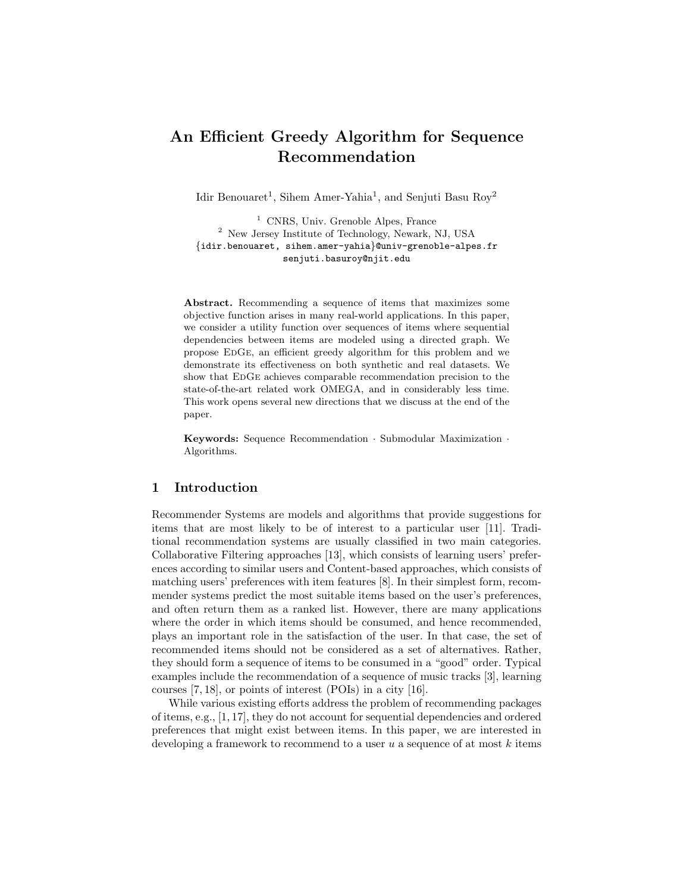# An Efficient Greedy Algorithm for Sequence Recommendation

Idir Benouaret[1], Sihem Amer-Yahia[1], and Senjuti Basu Roy[2]

[1] CNRS, Univ. Grenoble Alpes, France
[2] New Jersey Institute of Technology, Newark, NJ, USA
{idir.benouaret, sihem.amer-yahia}@univ-grenoble-alpes.fr
senjuti.basuroy@njit.edu

**Abstract.** Recommending a sequence of items that maximizes some objective function arises in many real-world applications. In this paper, we consider a utility function over sequences of items where sequential dependencies between items are modeled using a directed graph. We propose EdGe, an efficient greedy algorithm for this problem and we demonstrate its effectiveness on both synthetic and real datasets. We show that EdGe achieves comparable recommendation precision to the state-of-the-art related work OMEGA, and in considerably less time. This work opens several new directions that we discuss at the end of the paper.

**Keywords:** Sequence Recommendation · Submodular Maximization · Algorithms.

## 1 Introduction

Recommender Systems are models and algorithms that provide suggestions for items that are most likely to be of interest to a particular user [11]. Traditional recommendation systems are usually classified in two main categories. Collaborative Filtering approaches [13], which consists of learning users' preferences according to similar users and Content-based approaches, which consists of matching users' preferences with item features [8]. In their simplest form, recommender systems predict the most suitable items based on the user's preferences, and often return them as a ranked list. However, there are many applications where the order in which items should be consumed, and hence recommended, plays an important role in the satisfaction of the user. In that case, the set of recommended items should not be considered as a set of alternatives. Rather, they should form a sequence of items to be consumed in a "good" order. Typical examples include the recommendation of a sequence of music tracks [3], learning courses [7, 18], or points of interest (POIs) in a city [16].

While various existing efforts address the problem of recommending packages of items, e.g., [1, 17], they do not account for sequential dependencies and ordered preferences that might exist between items. In this paper, we are interested in developing a framework to recommend to a user $u$ a sequence of at most $k$ items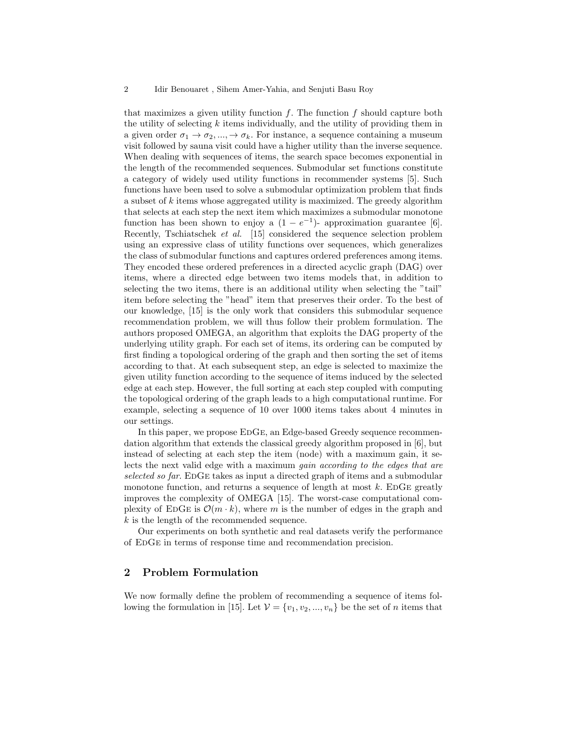that maximizes a given utility function $f$. The function $f$ should capture both the utility of selecting $k$ items individually, and the utility of providing them in a given order $\sigma_1 \rightarrow \sigma_2, ..., \rightarrow \sigma_k$. For instance, a sequence containing a museum visit followed by sauna visit could have a higher utility than the inverse sequence. When dealing with sequences of items, the search space becomes exponential in the length of the recommended sequences. Submodular set functions constitute a category of widely used utility functions in recommender systems [5]. Such functions have been used to solve a submodular optimization problem that finds a subset of $k$ items whose aggregated utility is maximized. The greedy algorithm that selects at each step the next item which maximizes a submodular monotone function has been shown to enjoy a $(1 - e^{-1})$- approximation guarantee [6]. Recently, Tschiatschek *et al.* [15] considered the sequence selection problem using an expressive class of utility functions over sequences, which generalizes the class of submodular functions and captures ordered preferences among items. They encoded these ordered preferences in a directed acyclic graph (DAG) over items, where a directed edge between two items models that, in addition to selecting the two items, there is an additional utility when selecting the "tail" item before selecting the "head" item that preserves their order. To the best of our knowledge, [15] is the only work that considers this submodular sequence recommendation problem, we will thus follow their problem formulation. The authors proposed OMEGA, an algorithm that exploits the DAG property of the underlying utility graph. For each set of items, its ordering can be computed by first finding a topological ordering of the graph and then sorting the set of items according to that. At each subsequent step, an edge is selected to maximize the given utility function according to the sequence of items induced by the selected edge at each step. However, the full sorting at each step coupled with computing the topological ordering of the graph leads to a high computational runtime. For example, selecting a sequence of 10 over 1000 items takes about 4 minutes in our settings.

In this paper, we propose EdGe, an Edge-based Greedy sequence recommendation algorithm that extends the classical greedy algorithm proposed in [6], but instead of selecting at each step the item (node) with a maximum gain, it selects the next valid edge with a maximum *gain according to the edges that are selected so far*. EdGe takes as input a directed graph of items and a submodular monotone function, and returns a sequence of length at most $k$. EdGe greatly improves the complexity of OMEGA [15]. The worst-case computational complexity of EdGe is $\mathcal{O}(m \cdot k)$, where $m$ is the number of edges in the graph and $k$ is the length of the recommended sequence.

Our experiments on both synthetic and real datasets verify the performance of EdGe in terms of response time and recommendation precision.

## 2 Problem Formulation

We now formally define the problem of recommending a sequence of items following the formulation in [15]. Let $\mathcal{V} = \{v_1, v_2, ..., v_n\}$ be the set of $n$ items that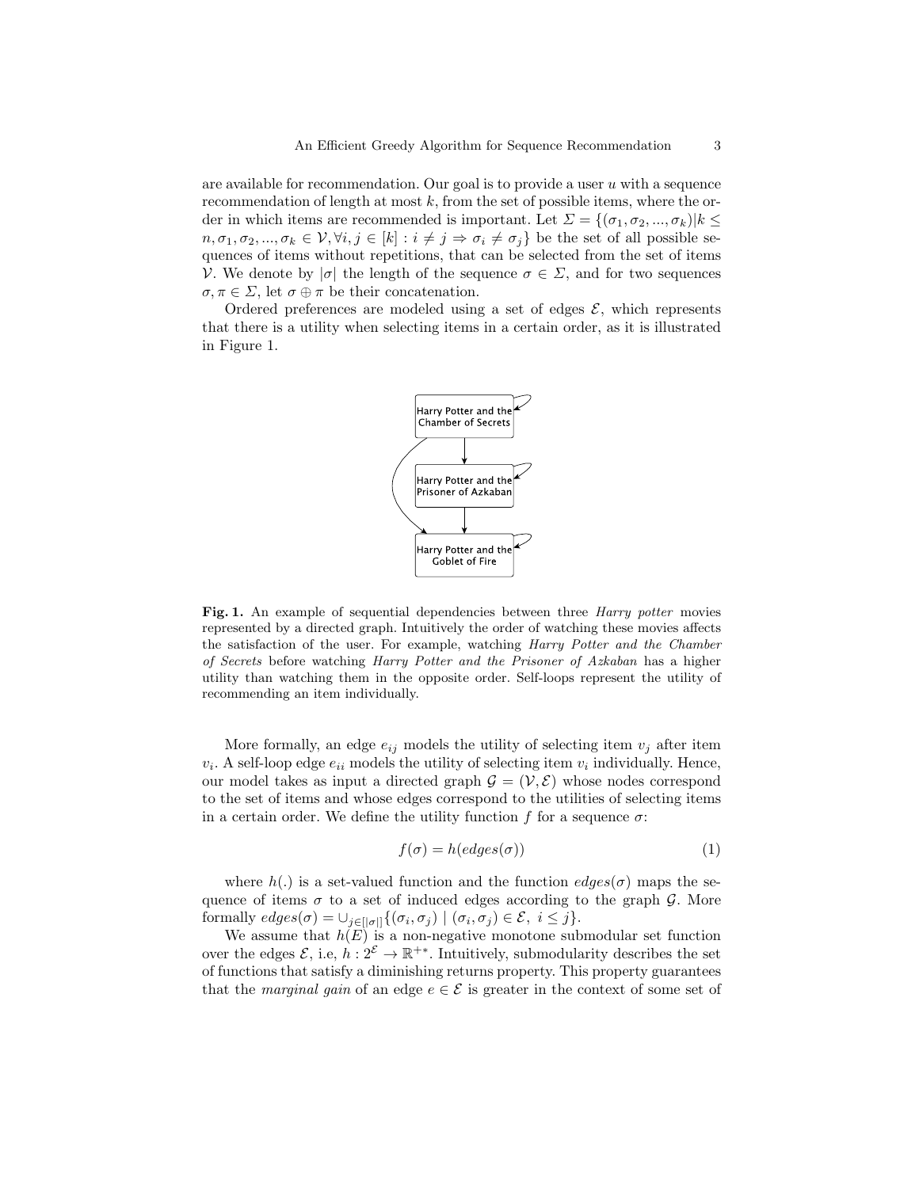are available for recommendation. Our goal is to provide a user $u$ with a sequence recommendation of length at most $k$, from the set of possible items, where the order in which items are recommended is important. Let $\Sigma = \{(\sigma_1, \sigma_2, ..., \sigma_k) | k \leq n, \sigma_1, \sigma_2, ..., \sigma_k \in \mathcal{V}, \forall i, j \in [k] : i \neq j \Rightarrow \sigma_i \neq \sigma_j\}$ be the set of all possible sequences of items without repetitions, that can be selected from the set of items $\mathcal{V}$. We denote by $|\sigma|$ the length of the sequence $\sigma \in \Sigma$, and for two sequences $\sigma, \pi \in \Sigma$, let $\sigma \oplus \pi$ be their concatenation.

Ordered preferences are modeled using a set of edges $\mathcal{E}$, which represents that there is a utility when selecting items in a certain order, as it is illustrated in Figure 1.

**Fig. 1.** An example of sequential dependencies between three *Harry potter* movies represented by a directed graph. Intuitively the order of watching these movies affects the satisfaction of the user. For example, watching *Harry Potter and the Chamber of Secrets* before watching *Harry Potter and the Prisoner of Azkaban* has a higher utility than watching them in the opposite order. Self-loops represent the utility of recommending an item individually.

More formally, an edge $e_{ij}$ models the utility of selecting item $v_j$ after item $v_i$. A self-loop edge $e_{ii}$ models the utility of selecting item $v_i$ individually. Hence, our model takes as input a directed graph $\mathcal{G} = (\mathcal{V}, \mathcal{E})$ whose nodes correspond to the set of items and whose edges correspond to the utilities of selecting items in a certain order. We define the utility function $f$ for a sequence $\sigma$:

$$f(\sigma) = h(edges(\sigma)) \tag{1}$$

where $h(.)$ is a set-valued function and the function $edges(\sigma)$ maps the sequence of items $\sigma$ to a set of induced edges according to the graph $\mathcal{G}$. More formally $edges(\sigma) = \cup_{j \in [|\sigma|]} \{(\sigma_i, \sigma_j) \mid (\sigma_i, \sigma_j) \in \mathcal{E},\ i \leq j\}$.

We assume that $h(E)$ is a non-negative monotone submodular set function over the edges $\mathcal{E}$, i.e, $h : 2^{\mathcal{E}} \rightarrow \mathbb{R}^{+*}$. Intuitively, submodularity describes the set of functions that satisfy a diminishing returns property. This property guarantees that the *marginal gain* of an edge $e \in \mathcal{E}$ is greater in the context of some set of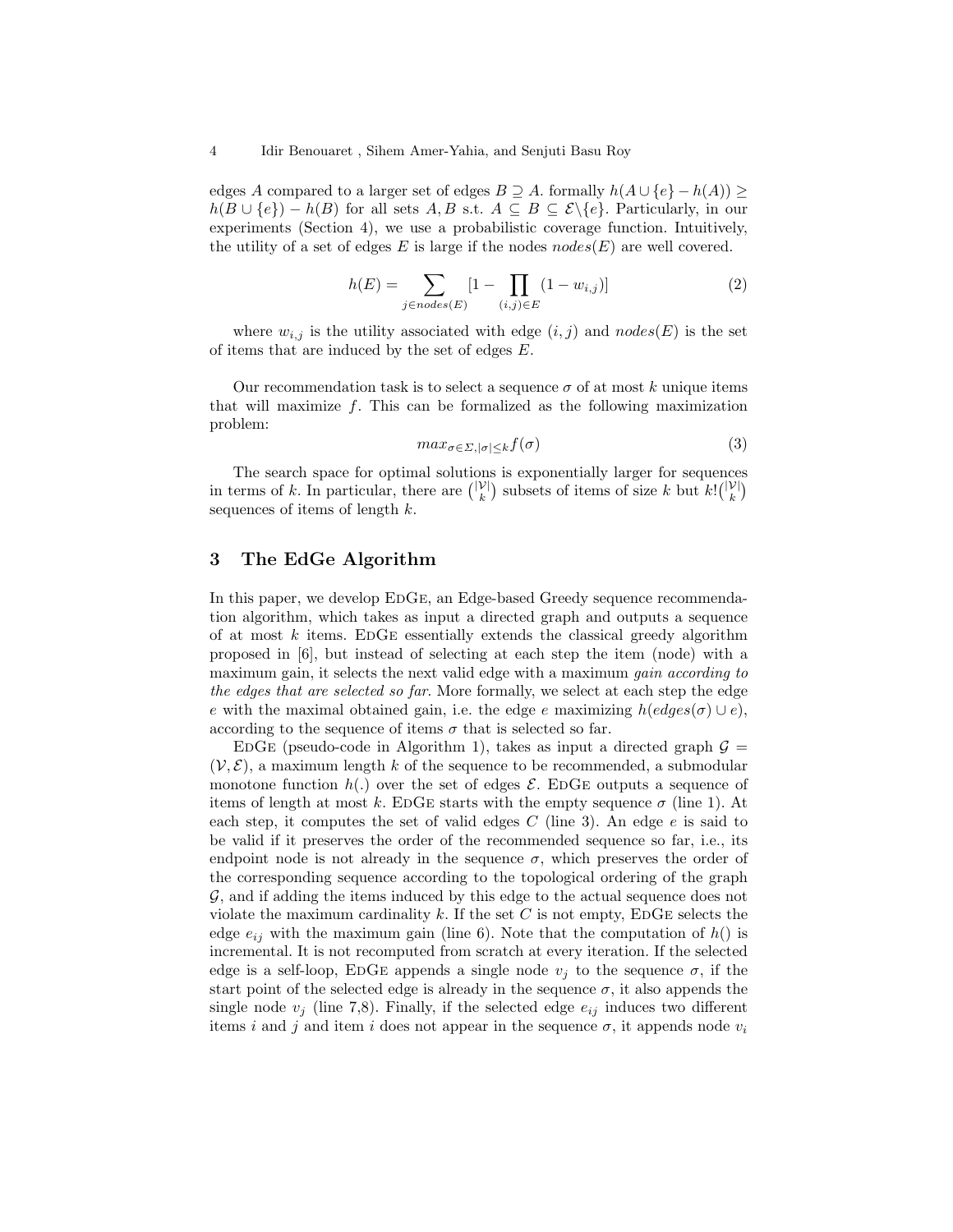edges $A$ compared to a larger set of edges $B \supseteq A$. formally $h(A \cup \{e\} - h(A)) \geq h(B \cup \{e\}) - h(B)$ for all sets $A, B$ s.t. $A \subseteq B \subseteq \mathcal{E} \backslash \{e\}$. Particularly, in our experiments (Section 4), we use a probabilistic coverage function. Intuitively, the utility of a set of edges $E$ is large if the nodes $nodes(E)$ are well covered.

$$h(E) = \sum_{j \in nodes(E)} [1 - \prod_{(i,j) \in E} (1 - w_{i,j})] \tag{2}$$

where $w_{i,j}$ is the utility associated with edge $(i, j)$ and $nodes(E)$ is the set of items that are induced by the set of edges $E$.

Our recommendation task is to select a sequence $\sigma$ of at most $k$ unique items that will maximize $f$. This can be formalized as the following maximization problem:

$$max_{\sigma \in \Sigma, |\sigma| \leq k} f(\sigma) \tag{3}$$

The search space for optimal solutions is exponentially larger for sequences in terms of $k$. In particular, there are $\binom{|\mathcal{V}|}{k}$ subsets of items of size $k$ but $k!\binom{|\mathcal{V}|}{k}$ sequences of items of length $k$.

## 3 The EdGe Algorithm

In this paper, we develop EdGe, an Edge-based Greedy sequence recommendation algorithm, which takes as input a directed graph and outputs a sequence of at most $k$ items. EdGe essentially extends the classical greedy algorithm proposed in [6], but instead of selecting at each step the item (node) with a maximum gain, it selects the next valid edge with a maximum *gain according to the edges that are selected so far*. More formally, we select at each step the edge $e$ with the maximal obtained gain, i.e. the edge $e$ maximizing $h(edges(\sigma) \cup e)$, according to the sequence of items $\sigma$ that is selected so far.

EdGe (pseudo-code in Algorithm 1), takes as input a directed graph $\mathcal{G} = (\mathcal{V}, \mathcal{E})$, a maximum length $k$ of the sequence to be recommended, a submodular monotone function $h(.)$ over the set of edges $\mathcal{E}$. EdGe outputs a sequence of items of length at most $k$. EdGe starts with the empty sequence $\sigma$ (line 1). At each step, it computes the set of valid edges $C$ (line 3). An edge $e$ is said to be valid if it preserves the order of the recommended sequence so far, i.e., its endpoint node is not already in the sequence $\sigma$, which preserves the order of the corresponding sequence according to the topological ordering of the graph $\mathcal{G}$, and if adding the items induced by this edge to the actual sequence does not violate the maximum cardinality $k$. If the set $C$ is not empty, EdGe selects the edge $e_{ij}$ with the maximum gain (line 6). Note that the computation of $h()$ is incremental. It is not recomputed from scratch at every iteration. If the selected edge is a self-loop, EdGe appends a single node $v_j$ to the sequence $\sigma$, if the start point of the selected edge is already in the sequence $\sigma$, it also appends the single node $v_j$ (line 7,8). Finally, if the selected edge $e_{ij}$ induces two different items $i$ and $j$ and item $i$ does not appear in the sequence $\sigma$, it appends node $v_i$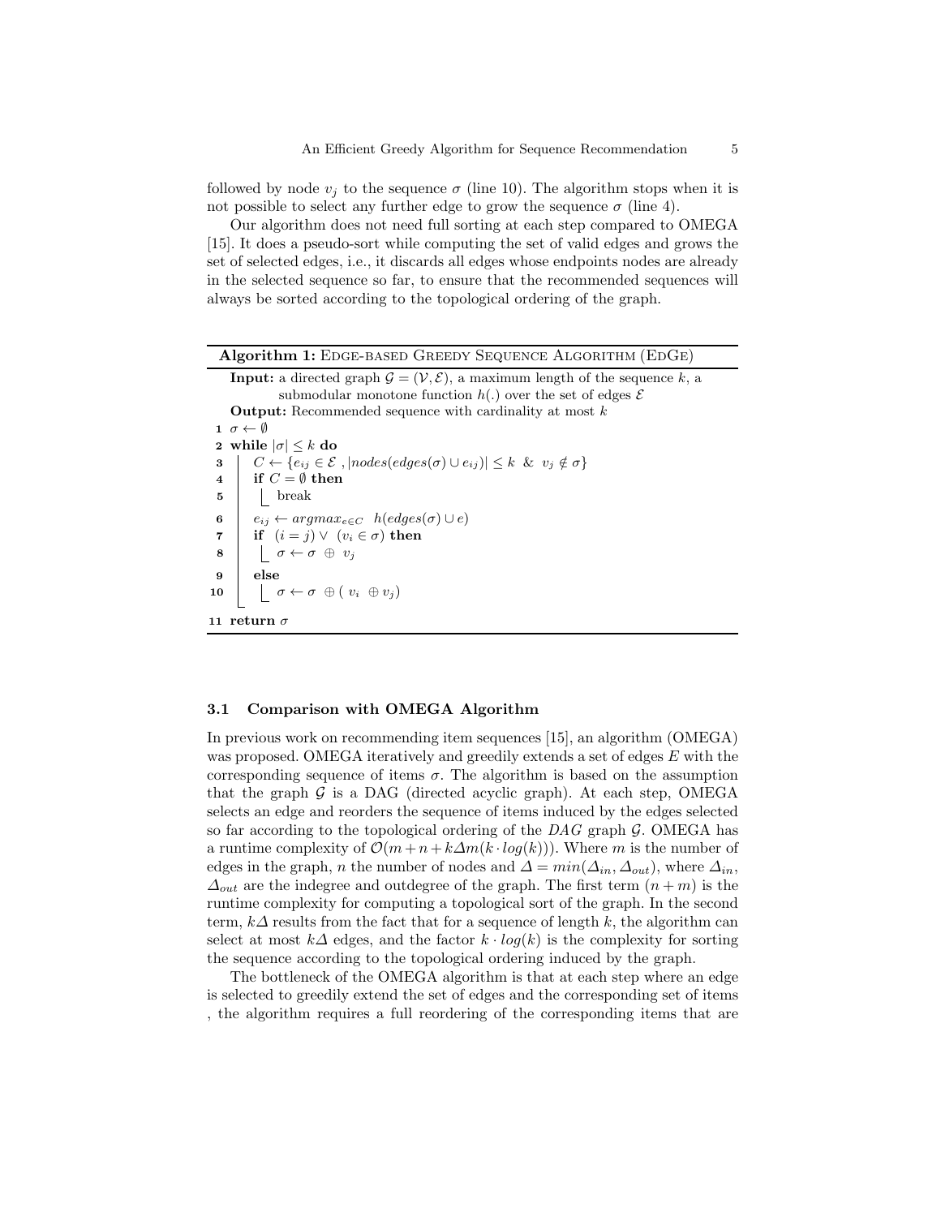followed by node $v_j$ to the sequence $\sigma$ (line 10). The algorithm stops when it is not possible to select any further edge to grow the sequence $\sigma$ (line 4).

Our algorithm does not need full sorting at each step compared to OMEGA [15]. It does a pseudo-sort while computing the set of valid edges and grows the set of selected edges, i.e., it discards all edges whose endpoints nodes are already in the selected sequence so far, to ensure that the recommended sequences will always be sorted according to the topological ordering of the graph.

**Algorithm 1:** Edge-based Greedy Sequence Algorithm (EdGe)

**Input:** a directed graph $\mathcal{G} = (\mathcal{V}, \mathcal{E})$, a maximum length of the sequence $k$, a submodular monotone function $h(.)$ over the set of edges $\mathcal{E}$

**Output:** Recommended sequence with cardinality at most $k$

```
1  σ ← ∅
2  while |σ| ≤ k do
3      C ← {e_ij ∈ E , |nodes(edges(σ) ∪ e_ij)| ≤ k  &  v_j ∉ σ}
4      if C = ∅ then
5          break
6      e_ij ← argmax_{e∈C}  h(edges(σ) ∪ e)
7      if (i = j) ∨ (v_i ∈ σ) then
8          σ ← σ ⊕ v_j
9      else
10         σ ← σ ⊕ ( v_i ⊕ v_j)
11 return σ
```

### 3.1 Comparison with OMEGA Algorithm

In previous work on recommending item sequences [15], an algorithm (OMEGA) was proposed. OMEGA iteratively and greedily extends a set of edges $E$ with the corresponding sequence of items $\sigma$. The algorithm is based on the assumption that the graph $\mathcal{G}$ is a DAG (directed acyclic graph). At each step, OMEGA selects an edge and reorders the sequence of items induced by the edges selected so far according to the topological ordering of the $DAG$ graph $\mathcal{G}$. OMEGA has a runtime complexity of $\mathcal{O}(m + n + k\varDelta m(k \cdot log(k)))$. Where $m$ is the number of edges in the graph, $n$ the number of nodes and $\varDelta = min(\varDelta_{in}, \varDelta_{out})$, where $\varDelta_{in}$, $\varDelta_{out}$ are the indegree and outdegree of the graph. The first term $(n + m)$ is the runtime complexity for computing a topological sort of the graph. In the second term, $k\varDelta$ results from the fact that for a sequence of length $k$, the algorithm can select at most $k\varDelta$ edges, and the factor $k \cdot log(k)$ is the complexity for sorting the sequence according to the topological ordering induced by the graph.

The bottleneck of the OMEGA algorithm is that at each step where an edge is selected to greedily extend the set of edges and the corresponding set of items , the algorithm requires a full reordering of the corresponding items that are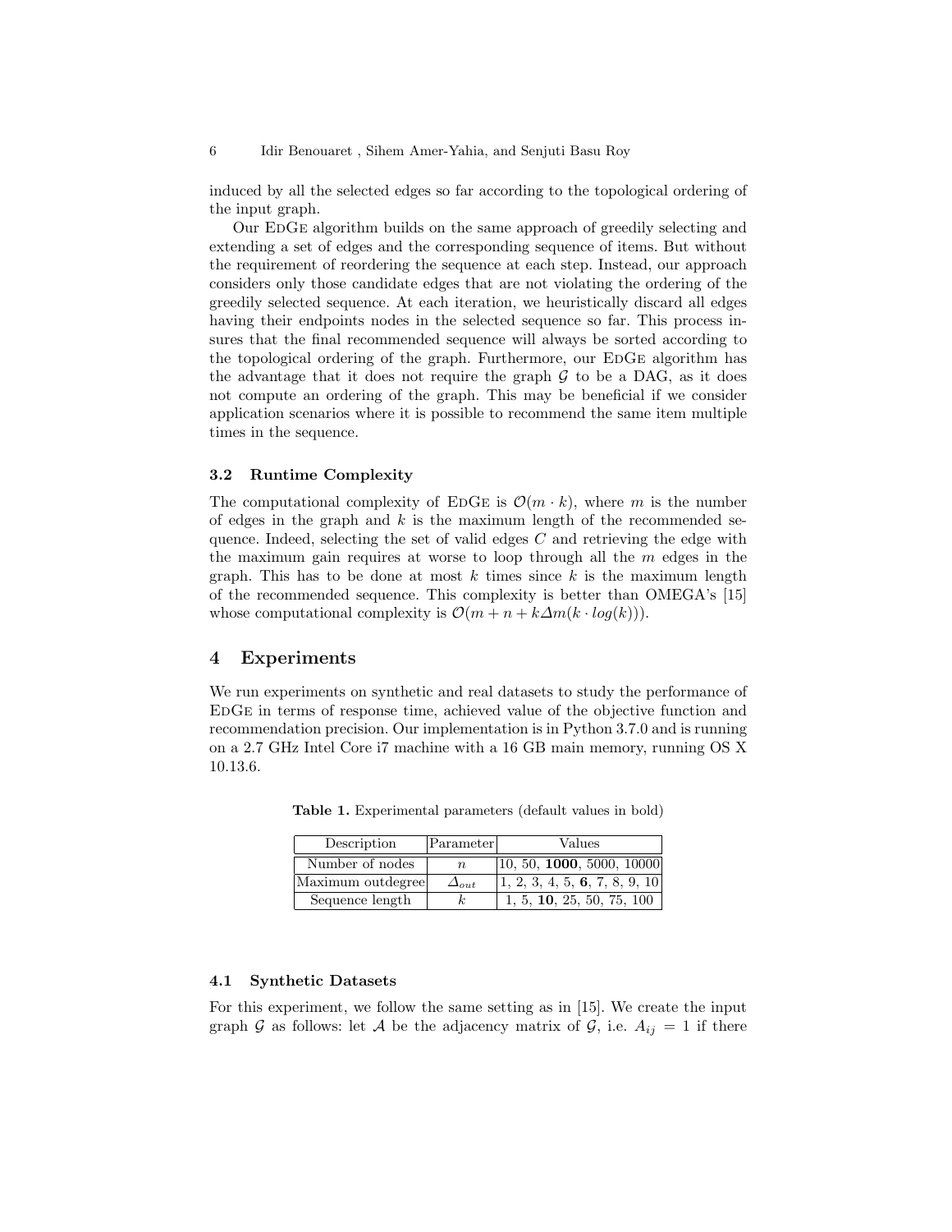induced by all the selected edges so far according to the topological ordering of the input graph.

Our EdGe algorithm builds on the same approach of greedily selecting and extending a set of edges and the corresponding sequence of items. But without the requirement of reordering the sequence at each step. Instead, our approach considers only those candidate edges that are not violating the ordering of the greedily selected sequence. At each iteration, we heuristically discard all edges having their endpoints nodes in the selected sequence so far. This process insures that the final recommended sequence will always be sorted according to the topological ordering of the graph. Furthermore, our EdGe algorithm has the advantage that it does not require the graph $\mathcal{G}$ to be a DAG, as it does not compute an ordering of the graph. This may be beneficial if we consider application scenarios where it is possible to recommend the same item multiple times in the sequence.

### 3.2 Runtime Complexity

The computational complexity of EdGe is $\mathcal{O}(m \cdot k)$, where $m$ is the number of edges in the graph and $k$ is the maximum length of the recommended sequence. Indeed, selecting the set of valid edges $C$ and retrieving the edge with the maximum gain requires at worse to loop through all the $m$ edges in the graph. This has to be done at most $k$ times since $k$ is the maximum length of the recommended sequence. This complexity is better than OMEGA's [15] whose computational complexity is $\mathcal{O}(m + n + k\Delta m(k \cdot log(k)))$.

## 4 Experiments

We run experiments on synthetic and real datasets to study the performance of EdGe in terms of response time, achieved value of the objective function and recommendation precision. Our implementation is in Python 3.7.0 and is running on a 2.7 GHz Intel Core i7 machine with a 16 GB main memory, running OS X 10.13.6.

**Table 1.** Experimental parameters (default values in bold)

| Description | Parameter | Values |
|---|---|---|
| Number of nodes | $n$ | 10, 50, **1000**, 5000, 10000 |
| Maximum outdegree | $\Delta_{out}$ | 1, 2, 3, 4, 5, **6**, 7, 8, 9, 10 |
| Sequence length | $k$ | 1, 5, **10**, 25, 50, 75, 100 |

### 4.1 Synthetic Datasets

For this experiment, we follow the same setting as in [15]. We create the input graph $\mathcal{G}$ as follows: let $\mathcal{A}$ be the adjacency matrix of $\mathcal{G}$, i.e. $A_{ij} = 1$ if there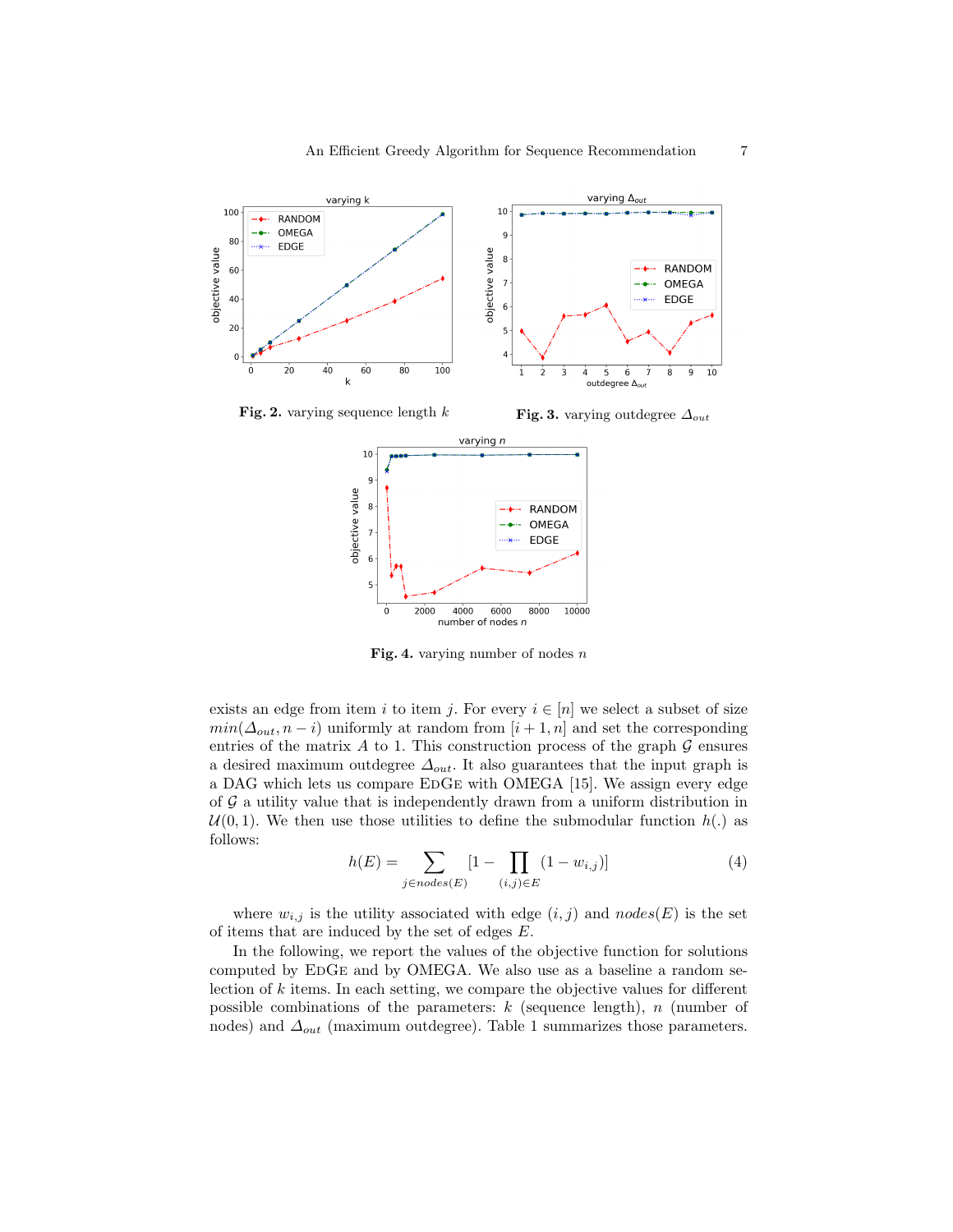**Fig. 2.** varying sequence length $k$

**Fig. 3.** varying outdegree $\Delta_{out}$

**Fig. 4.** varying number of nodes $n$

exists an edge from item $i$ to item $j$. For every $i \in [n]$ we select a subset of size $min(\Delta_{out}, n-i)$ uniformly at random from $[i+1, n]$ and set the corresponding entries of the matrix $A$ to 1. This construction process of the graph $\mathcal{G}$ ensures a desired maximum outdegree $\Delta_{out}$. It also guarantees that the input graph is a DAG which lets us compare EdGe with OMEGA [15]. We assign every edge of $\mathcal{G}$ a utility value that is independently drawn from a uniform distribution in $\mathcal{U}(0, 1)$. We then use those utilities to define the submodular function $h(.)$ as follows:

$$h(E) = \sum_{j \in nodes(E)} [1 - \prod_{(i,j) \in E} (1 - w_{i,j})] \tag{4}$$

where $w_{i,j}$ is the utility associated with edge $(i, j)$ and $nodes(E)$ is the set of items that are induced by the set of edges $E$.

In the following, we report the values of the objective function for solutions computed by EdGe and by OMEGA. We also use as a baseline a random selection of $k$ items. In each setting, we compare the objective values for different possible combinations of the parameters: $k$ (sequence length), $n$ (number of nodes) and $\Delta_{out}$ (maximum outdegree). Table 1 summarizes those parameters.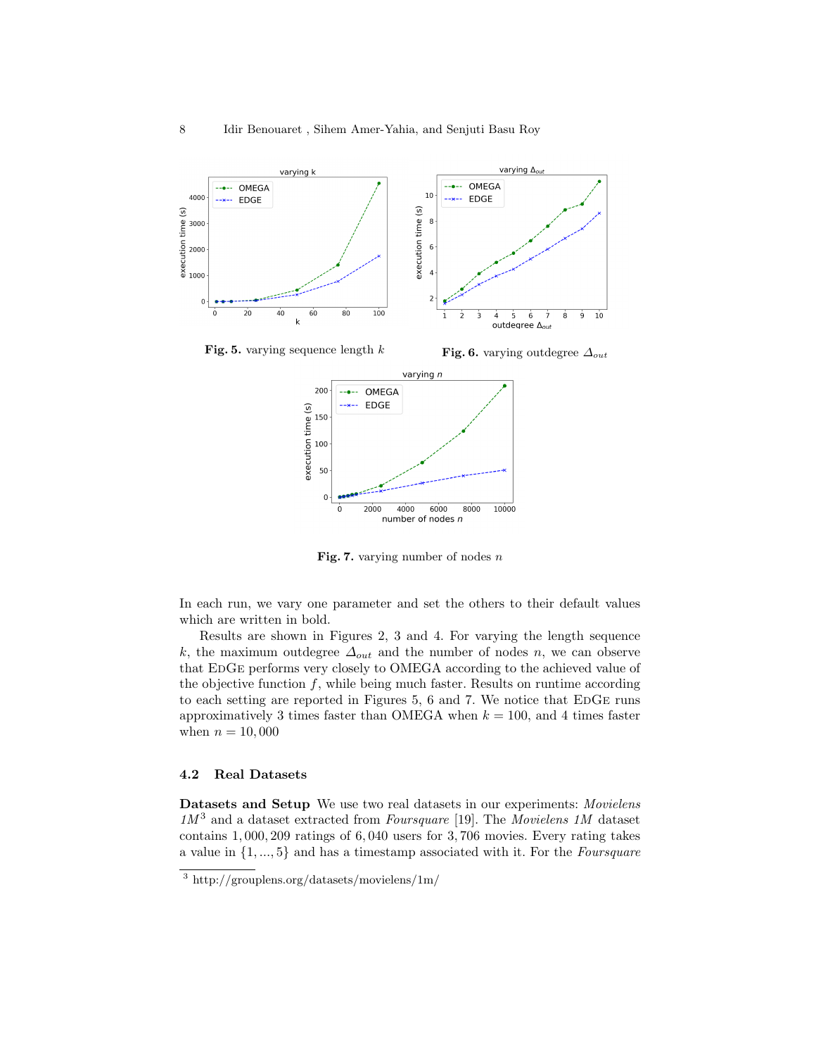Fig. 5. varying sequence length $k$

Fig. 6. varying outdegree $\Delta_{out}$

Fig. 7. varying number of nodes $n$

In each run, we vary one parameter and set the others to their default values which are written in bold.

Results are shown in Figures 2, 3 and 4. For varying the length sequence $k$, the maximum outdegree $\Delta_{out}$ and the number of nodes $n$, we can observe that EdGe performs very closely to OMEGA according to the achieved value of the objective function $f$, while being much faster. Results on runtime according to each setting are reported in Figures 5, 6 and 7. We notice that EdGe runs approximatively 3 times faster than OMEGA when $k = 100$, and 4 times faster when $n = 10,000$

### 4.2 Real Datasets

**Datasets and Setup** We use two real datasets in our experiments: *Movielens 1M*[3] and a dataset extracted from *Foursquare* [19]. The *Movielens 1M* dataset contains 1,000,209 ratings of 6,040 users for 3,706 movies. Every rating takes a value in $\{1, ..., 5\}$ and has a timestamp associated with it. For the *Foursquare*

[3] http://grouplens.org/datasets/movielens/1m/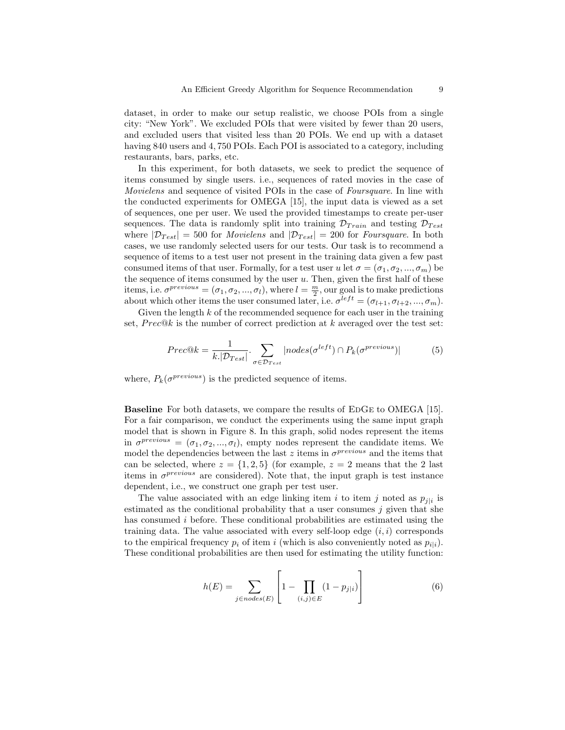dataset, in order to make our setup realistic, we choose POIs from a single city: "New York". We excluded POIs that were visited by fewer than 20 users, and excluded users that visited less than 20 POIs. We end up with a dataset having 840 users and 4,750 POIs. Each POI is associated to a category, including restaurants, bars, parks, etc.

In this experiment, for both datasets, we seek to predict the sequence of items consumed by single users. i.e., sequences of rated movies in the case of *Movielens* and sequence of visited POIs in the case of *Foursquare*. In line with the conducted experiments for OMEGA [15], the input data is viewed as a set of sequences, one per user. We used the provided timestamps to create per-user sequences. The data is randomly split into training $\mathcal{D}_{Train}$ and testing $\mathcal{D}_{Test}$ where $|\mathcal{D}_{Test}| = 500$ for *Movielens* and $|\mathcal{D}_{Test}| = 200$ for *Foursquare*. In both cases, we use randomly selected users for our tests. Our task is to recommend a sequence of items to a test user not present in the training data given a few past consumed items of that user. Formally, for a test user $u$ let $\sigma = (\sigma_1, \sigma_2, ..., \sigma_m)$ be the sequence of items consumed by the user $u$. Then, given the first half of these items, i.e. $\sigma^{previous} = (\sigma_1, \sigma_2, ..., \sigma_l)$, where $l = \frac{m}{2}$, our goal is to make predictions about which other items the user consumed later, i.e. $\sigma^{left} = (\sigma_{l+1}, \sigma_{l+2}, ..., \sigma_m)$.

Given the length $k$ of the recommended sequence for each user in the training set, $Prec@k$ is the number of correct prediction at $k$ averaged over the test set:

$$Prec@k = \frac{1}{k.|\mathcal{D}_{Test}|} . \sum_{\sigma \in \mathcal{D}_{Test}} |nodes(\sigma^{left}) \cap P_k(\sigma^{previous})| \tag{5}$$

where, $P_k(\sigma^{previous})$ is the predicted sequence of items.

**Baseline** For both datasets, we compare the results of EdGe to OMEGA [15]. For a fair comparison, we conduct the experiments using the same input graph model that is shown in Figure 8. In this graph, solid nodes represent the items in $\sigma^{previous} = (\sigma_1, \sigma_2, ..., \sigma_l)$, empty nodes represent the candidate items. We model the dependencies between the last $z$ items in $\sigma^{previous}$ and the items that can be selected, where $z = \{1, 2, 5\}$ (for example, $z = 2$ means that the 2 last items in $\sigma^{previous}$ are considered). Note that, the input graph is test instance dependent, i.e., we construct one graph per test user.

The value associated with an edge linking item $i$ to item $j$ noted as $p_{j|i}$ is estimated as the conditional probability that a user consumes $j$ given that she has consumed $i$ before. These conditional probabilities are estimated using the training data. The value associated with every self-loop edge $(i, i)$ corresponds to the empirical frequency $p_i$ of item $i$ (which is also conveniently noted as $p_{i|i}$). These conditional probabilities are then used for estimating the utility function:

$$h(E) = \sum_{j \in nodes(E)} \left[ 1 - \prod_{(i,j) \in E} (1 - p_{j|i}) \right] \tag{6}$$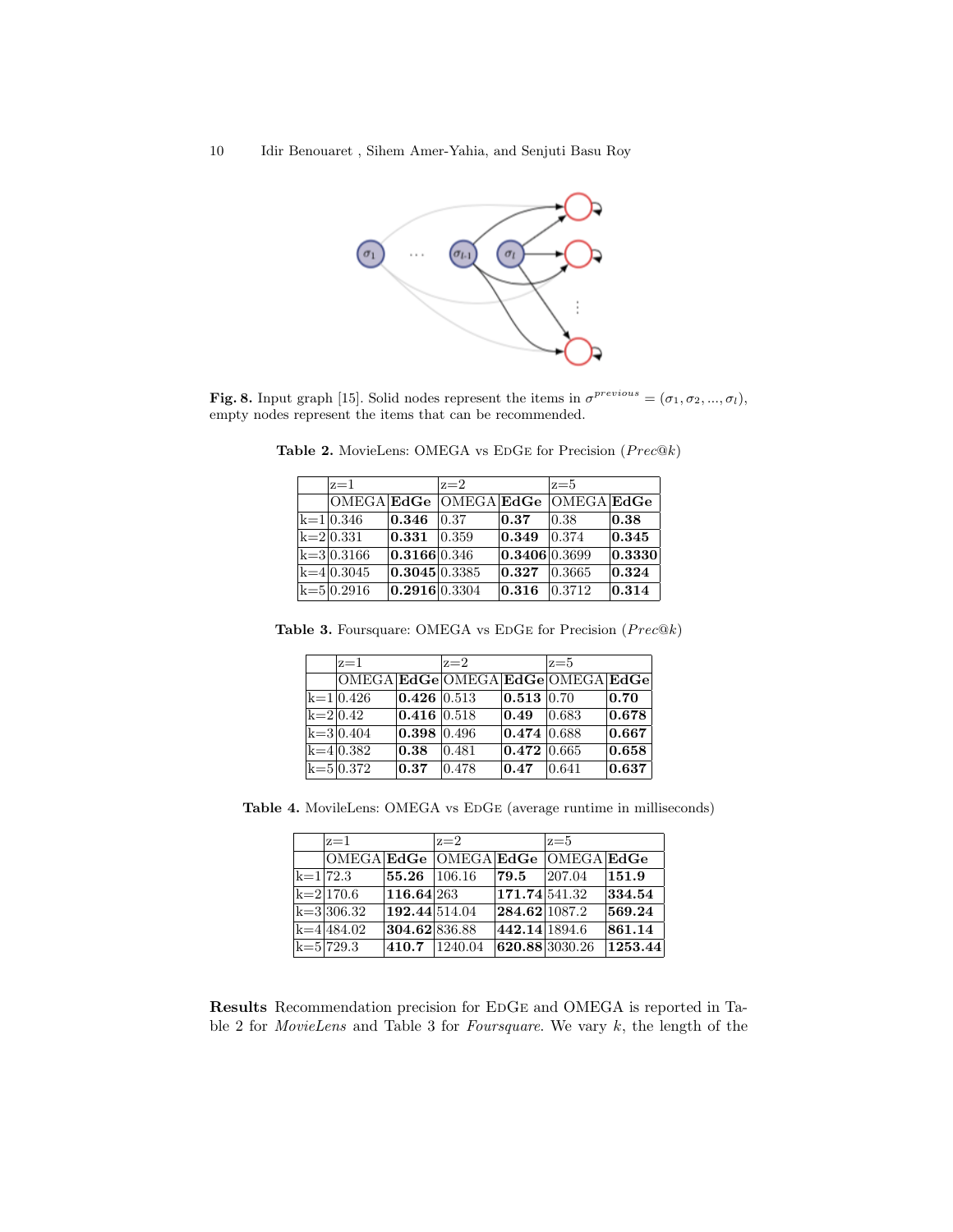**Fig. 8.** Input graph [15]. Solid nodes represent the items in $\sigma^{previous} = (\sigma_1, \sigma_2, ..., \sigma_l)$, empty nodes represent the items that can be recommended.

**Table 2.** MovieLens: OMEGA vs EdGe for Precision ($Prec@k$)

| | z=1 | | z=2 | | z=5 | |
|---|---|---|---|---|---|---|
| | OMEGA | **EdGe** | OMEGA | **EdGe** | OMEGA | **EdGe** |
| k=1 | 0.346 | **0.346** | 0.37 | **0.37** | 0.38 | **0.38** |
| k=2 | 0.331 | **0.331** | 0.359 | **0.349** | 0.374 | **0.345** |
| k=3 | 0.3166 | **0.3166** | 0.346 | **0.3406** | 0.3699 | **0.3330** |
| k=4 | 0.3045 | **0.3045** | 0.3385 | **0.327** | 0.3665 | **0.324** |
| k=5 | 0.2916 | **0.2916** | 0.3304 | **0.316** | 0.3712 | **0.314** |

**Table 3.** Foursquare: OMEGA vs EdGe for Precision ($Prec@k$)

| | z=1 | | z=2 | | z=5 | |
|---|---|---|---|---|---|---|
| | OMEGA | **EdGe** | OMEGA | **EdGe** | OMEGA | **EdGe** |
| k=1 | 0.426 | **0.426** | 0.513 | **0.513** | 0.70 | **0.70** |
| k=2 | 0.42 | **0.416** | 0.518 | **0.49** | 0.683 | **0.678** |
| k=3 | 0.404 | **0.398** | 0.496 | **0.474** | 0.688 | **0.667** |
| k=4 | 0.382 | **0.38** | 0.481 | **0.472** | 0.665 | **0.658** |
| k=5 | 0.372 | **0.37** | 0.478 | **0.47** | 0.641 | **0.637** |

**Table 4.** MovileLens: OMEGA vs EdGe (average runtime in milliseconds)

| | z=1 | | z=2 | | z=5 | |
|---|---|---|---|---|---|---|
| | OMEGA | **EdGe** | OMEGA | **EdGe** | OMEGA | **EdGe** |
| k=1 | 72.3 | **55.26** | 106.16 | **79.5** | 207.04 | **151.9** |
| k=2 | 170.6 | **116.64** | 263 | **171.74** | 541.32 | **334.54** |
| k=3 | 306.32 | **192.44** | 514.04 | **284.62** | 1087.2 | **569.24** |
| k=4 | 484.02 | **304.62** | 836.88 | **442.14** | 1894.6 | **861.14** |
| k=5 | 729.3 | **410.7** | 1240.04 | **620.88** | 3030.26 | **1253.44** |

**Results** Recommendation precision for EdGe and OMEGA is reported in Table 2 for *MovieLens* and Table 3 for *Foursquare*. We vary $k$, the length of the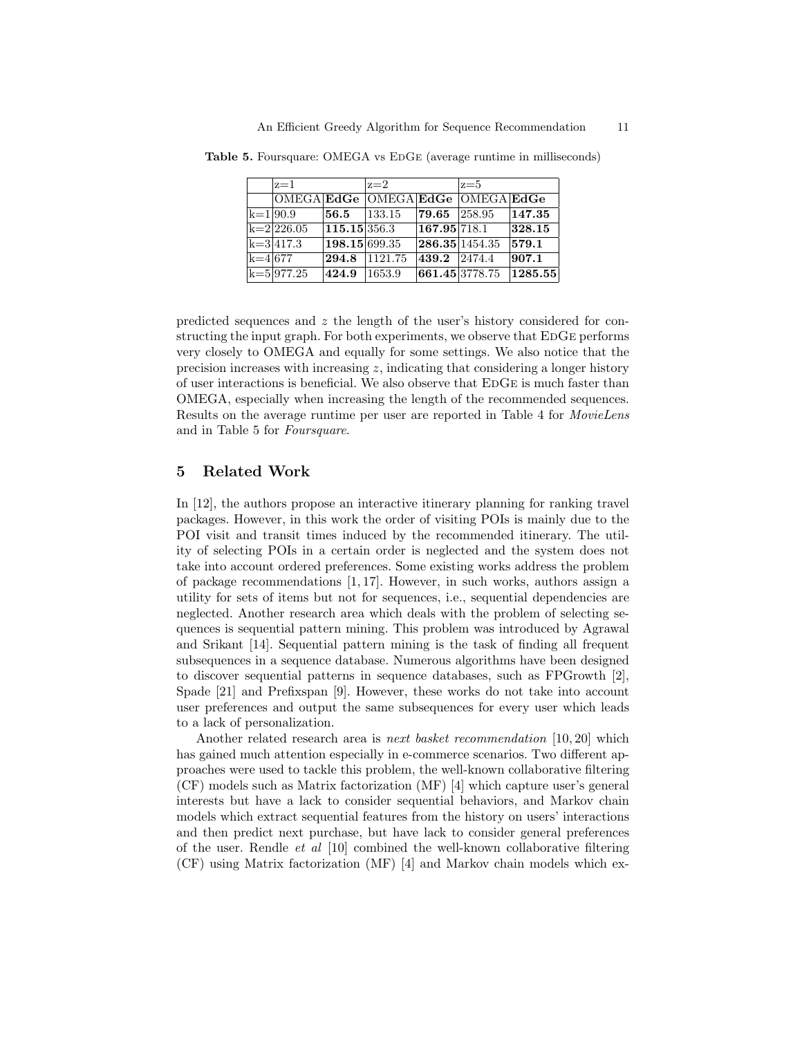**Table 5.** Foursquare: OMEGA vs EdGe (average runtime in milliseconds)

| | z=1 | | z=2 | | z=5 | |
|---|---|---|---|---|---|---|
| | OMEGA | **EdGe** | OMEGA | **EdGe** | OMEGA | **EdGe** |
| k=1 | 90.9 | **56.5** | 133.15 | **79.65** | 258.95 | **147.35** |
| k=2 | 226.05 | **115.15** | 356.3 | **167.95** | 718.1 | **328.15** |
| k=3 | 417.3 | **198.15** | 699.35 | **286.35** | 1454.35 | **579.1** |
| k=4 | 677 | **294.8** | 1121.75 | **439.2** | 2474.4 | **907.1** |
| k=5 | 977.25 | **424.9** | 1653.9 | **661.45** | 3778.75 | **1285.55** |

predicted sequences and $z$ the length of the user's history considered for constructing the input graph. For both experiments, we observe that EdGe performs very closely to OMEGA and equally for some settings. We also notice that the precision increases with increasing $z$, indicating that considering a longer history of user interactions is beneficial. We also observe that EdGe is much faster than OMEGA, especially when increasing the length of the recommended sequences. Results on the average runtime per user are reported in Table 4 for *MovieLens* and in Table 5 for *Foursquare*.

## 5 Related Work

In [12], the authors propose an interactive itinerary planning for ranking travel packages. However, in this work the order of visiting POIs is mainly due to the POI visit and transit times induced by the recommended itinerary. The utility of selecting POIs in a certain order is neglected and the system does not take into account ordered preferences. Some existing works address the problem of package recommendations [1, 17]. However, in such works, authors assign a utility for sets of items but not for sequences, i.e., sequential dependencies are neglected. Another research area which deals with the problem of selecting sequences is sequential pattern mining. This problem was introduced by Agrawal and Srikant [14]. Sequential pattern mining is the task of finding all frequent subsequences in a sequence database. Numerous algorithms have been designed to discover sequential patterns in sequence databases, such as FPGrowth [2], Spade [21] and Prefixspan [9]. However, these works do not take into account user preferences and output the same subsequences for every user which leads to a lack of personalization.

Another related research area is *next basket recommendation* [10, 20] which has gained much attention especially in e-commerce scenarios. Two different approaches were used to tackle this problem, the well-known collaborative filtering (CF) models such as Matrix factorization (MF) [4] which capture user's general interests but have a lack to consider sequential behaviors, and Markov chain models which extract sequential features from the history on users' interactions and then predict next purchase, but have lack to consider general preferences of the user. Rendle *et al* [10] combined the well-known collaborative filtering (CF) using Matrix factorization (MF) [4] and Markov chain models which ex-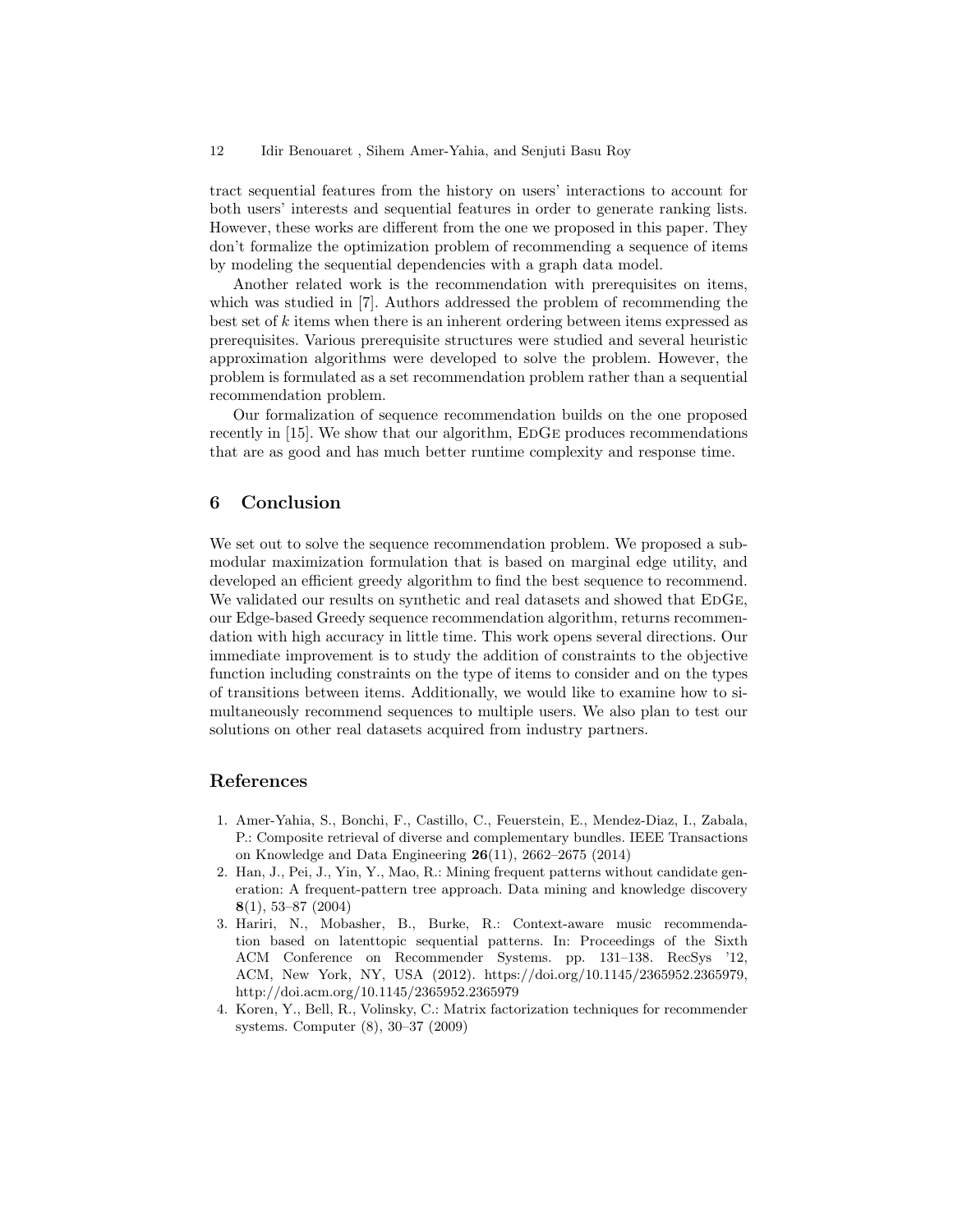tract sequential features from the history on users' interactions to account for both users' interests and sequential features in order to generate ranking lists. However, these works are different from the one we proposed in this paper. They don't formalize the optimization problem of recommending a sequence of items by modeling the sequential dependencies with a graph data model.

Another related work is the recommendation with prerequisites on items, which was studied in [7]. Authors addressed the problem of recommending the best set of $k$ items when there is an inherent ordering between items expressed as prerequisites. Various prerequisite structures were studied and several heuristic approximation algorithms were developed to solve the problem. However, the problem is formulated as a set recommendation problem rather than a sequential recommendation problem.

Our formalization of sequence recommendation builds on the one proposed recently in [15]. We show that our algorithm, EdGe produces recommendations that are as good and has much better runtime complexity and response time.

## 6 Conclusion

We set out to solve the sequence recommendation problem. We proposed a submodular maximization formulation that is based on marginal edge utility, and developed an efficient greedy algorithm to find the best sequence to recommend. We validated our results on synthetic and real datasets and showed that EdGe, our Edge-based Greedy sequence recommendation algorithm, returns recommendation with high accuracy in little time. This work opens several directions. Our immediate improvement is to study the addition of constraints to the objective function including constraints on the type of items to consider and on the types of transitions between items. Additionally, we would like to examine how to simultaneously recommend sequences to multiple users. We also plan to test our solutions on other real datasets acquired from industry partners.

## References

1. Amer-Yahia, S., Bonchi, F., Castillo, C., Feuerstein, E., Mendez-Diaz, I., Zabala, P.: Composite retrieval of diverse and complementary bundles. IEEE Transactions on Knowledge and Data Engineering **26**(11), 2662–2675 (2014)
2. Han, J., Pei, J., Yin, Y., Mao, R.: Mining frequent patterns without candidate generation: A frequent-pattern tree approach. Data mining and knowledge discovery **8**(1), 53–87 (2004)
3. Hariri, N., Mobasher, B., Burke, R.: Context-aware music recommendation based on latenttopic sequential patterns. In: Proceedings of the Sixth ACM Conference on Recommender Systems. pp. 131–138. RecSys '12, ACM, New York, NY, USA (2012). https://doi.org/10.1145/2365952.2365979, http://doi.acm.org/10.1145/2365952.2365979
4. Koren, Y., Bell, R., Volinsky, C.: Matrix factorization techniques for recommender systems. Computer (8), 30–37 (2009)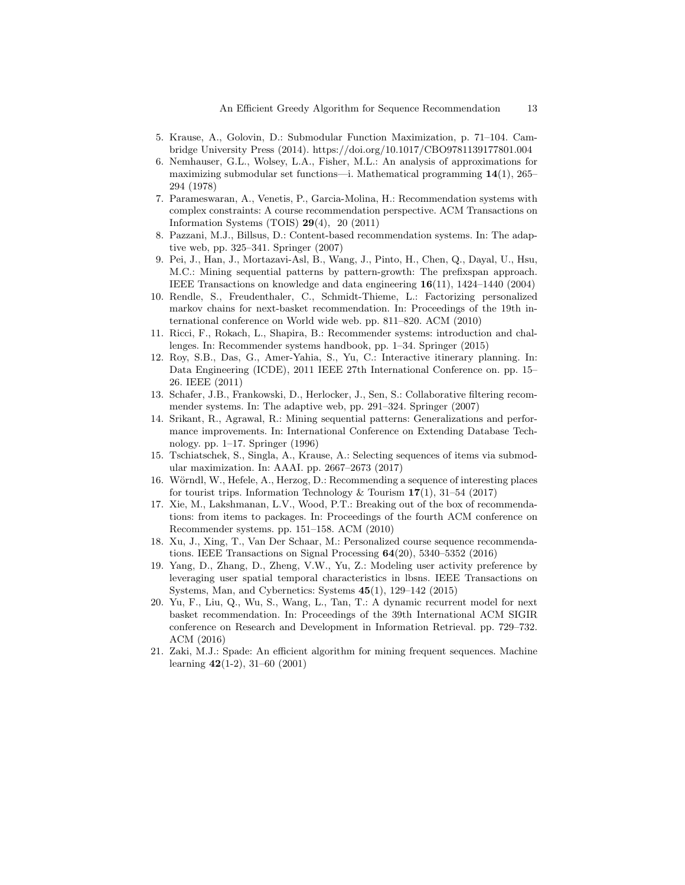5. Krause, A., Golovin, D.: Submodular Function Maximization, p. 71–104. Cambridge University Press (2014). https://doi.org/10.1017/CBO9781139177801.004
6. Nemhauser, G.L., Wolsey, L.A., Fisher, M.L.: An analysis of approximations for maximizing submodular set functions—i. Mathematical programming **14**(1), 265–294 (1978)
7. Parameswaran, A., Venetis, P., Garcia-Molina, H.: Recommendation systems with complex constraints: A course recommendation perspective. ACM Transactions on Information Systems (TOIS) **29**(4), 20 (2011)
8. Pazzani, M.J., Billsus, D.: Content-based recommendation systems. In: The adaptive web, pp. 325–341. Springer (2007)
9. Pei, J., Han, J., Mortazavi-Asl, B., Wang, J., Pinto, H., Chen, Q., Dayal, U., Hsu, M.C.: Mining sequential patterns by pattern-growth: The prefixspan approach. IEEE Transactions on knowledge and data engineering **16**(11), 1424–1440 (2004)
10. Rendle, S., Freudenthaler, C., Schmidt-Thieme, L.: Factorizing personalized markov chains for next-basket recommendation. In: Proceedings of the 19th international conference on World wide web. pp. 811–820. ACM (2010)
11. Ricci, F., Rokach, L., Shapira, B.: Recommender systems: introduction and challenges. In: Recommender systems handbook, pp. 1–34. Springer (2015)
12. Roy, S.B., Das, G., Amer-Yahia, S., Yu, C.: Interactive itinerary planning. In: Data Engineering (ICDE), 2011 IEEE 27th International Conference on. pp. 15–26. IEEE (2011)
13. Schafer, J.B., Frankowski, D., Herlocker, J., Sen, S.: Collaborative filtering recommender systems. In: The adaptive web, pp. 291–324. Springer (2007)
14. Srikant, R., Agrawal, R.: Mining sequential patterns: Generalizations and performance improvements. In: International Conference on Extending Database Technology. pp. 1–17. Springer (1996)
15. Tschiatschek, S., Singla, A., Krause, A.: Selecting sequences of items via submodular maximization. In: AAAI. pp. 2667–2673 (2017)
16. Wörndl, W., Hefele, A., Herzog, D.: Recommending a sequence of interesting places for tourist trips. Information Technology & Tourism **17**(1), 31–54 (2017)
17. Xie, M., Lakshmanan, L.V., Wood, P.T.: Breaking out of the box of recommendations: from items to packages. In: Proceedings of the fourth ACM conference on Recommender systems. pp. 151–158. ACM (2010)
18. Xu, J., Xing, T., Van Der Schaar, M.: Personalized course sequence recommendations. IEEE Transactions on Signal Processing **64**(20), 5340–5352 (2016)
19. Yang, D., Zhang, D., Zheng, V.W., Yu, Z.: Modeling user activity preference by leveraging user spatial temporal characteristics in lbsns. IEEE Transactions on Systems, Man, and Cybernetics: Systems **45**(1), 129–142 (2015)
20. Yu, F., Liu, Q., Wu, S., Wang, L., Tan, T.: A dynamic recurrent model for next basket recommendation. In: Proceedings of the 39th International ACM SIGIR conference on Research and Development in Information Retrieval. pp. 729–732. ACM (2016)
21. Zaki, M.J.: Spade: An efficient algorithm for mining frequent sequences. Machine learning **42**(1-2), 31–60 (2001)